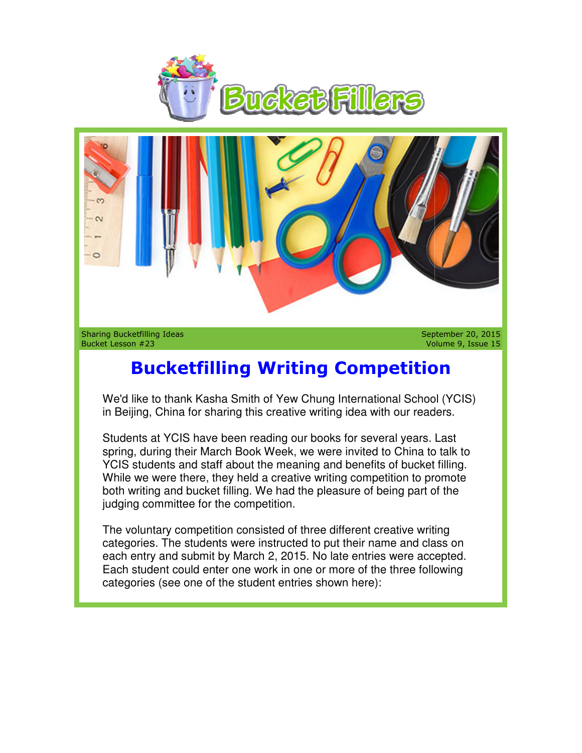# Bucket Fillers

Sharing Bucketfilling Ideas
Bucket Lesson #23

September 20, 2015
Volume 9, Issue 15

## Bucketfilling Writing Competition

We'd like to thank Kasha Smith of Yew Chung International School (YCIS) in Beijing, China for sharing this creative writing idea with our readers.

Students at YCIS have been reading our books for several years. Last spring, during their March Book Week, we were invited to China to talk to YCIS students and staff about the meaning and benefits of bucket filling. While we were there, they held a creative writing competition to promote both writing and bucket filling. We had the pleasure of being part of the judging committee for the competition.

The voluntary competition consisted of three different creative writing categories. The students were instructed to put their name and class on each entry and submit by March 2, 2015. No late entries were accepted. Each student could enter one work in one or more of the three following categories (see one of the student entries shown here):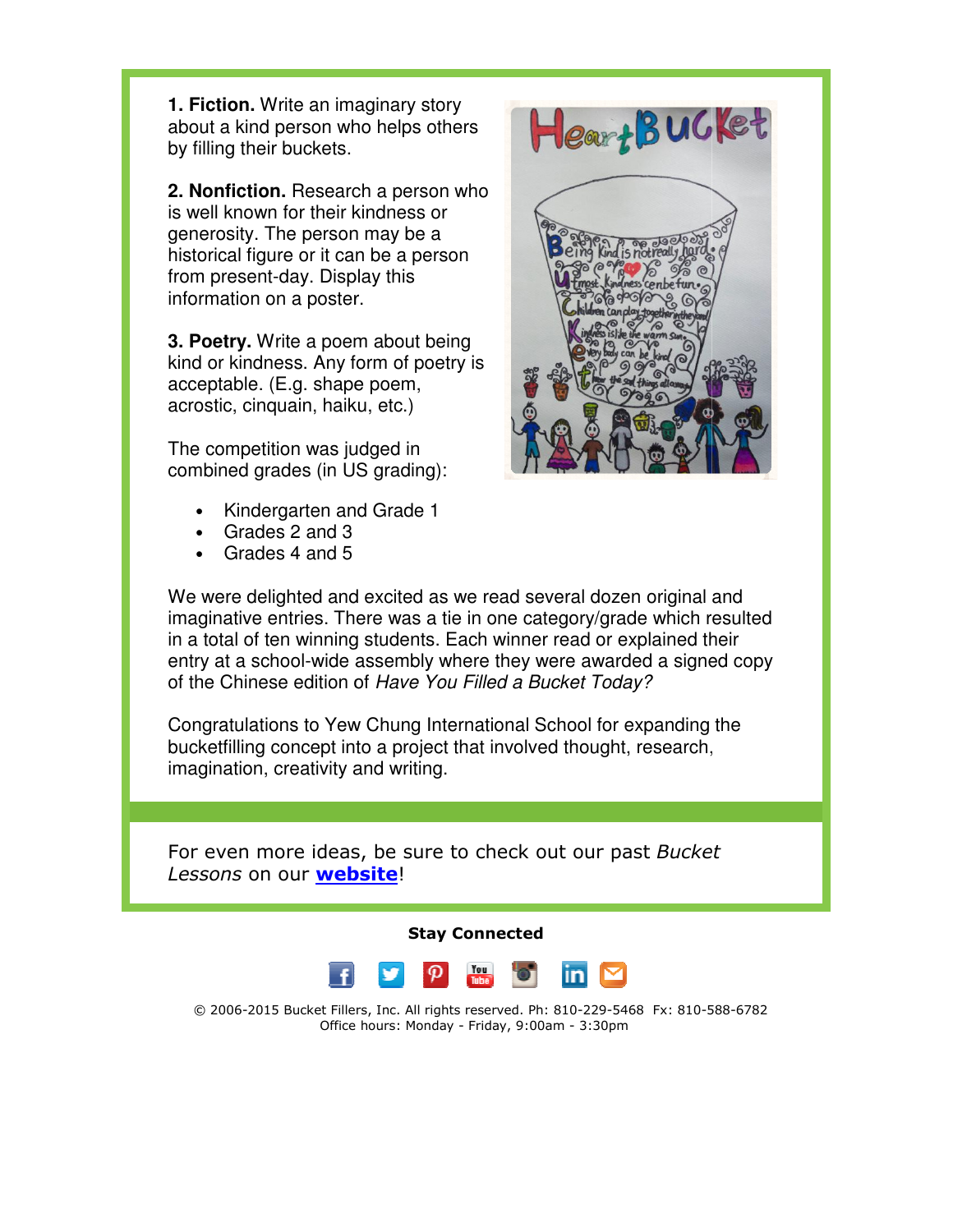**1. Fiction.** Write an imaginary story about a kind person who helps others by filling their buckets.

**2. Nonfiction.** Research a person who is well known for their kindness or generosity. The person may be a historical figure or it can be a person from present-day. Display this information on a poster.

**3. Poetry.** Write a poem about being kind or kindness. Any form of poetry is acceptable. (E.g. shape poem, acrostic, cinquain, haiku, etc.)

The competition was judged in combined grades (in US grading):

- Kindergarten and Grade 1
- Grades 2 and 3
- Grades 4 and 5

We were delighted and excited as we read several dozen original and imaginative entries. There was a tie in one category/grade which resulted in a total of ten winning students. Each winner read or explained their entry at a school-wide assembly where they were awarded a signed copy of the Chinese edition of *Have You Filled a Bucket Today?*

Congratulations to Yew Chung International School for expanding the bucketfilling concept into a project that involved thought, research, imagination, creativity and writing.

For even more ideas, be sure to check out our past *Bucket Lessons* on our **website**!

**Stay Connected**

© 2006-2015 Bucket Fillers, Inc. All rights reserved. Ph: 810-229-5468 Fx: 810-588-6782
Office hours: Monday - Friday, 9:00am - 3:30pm